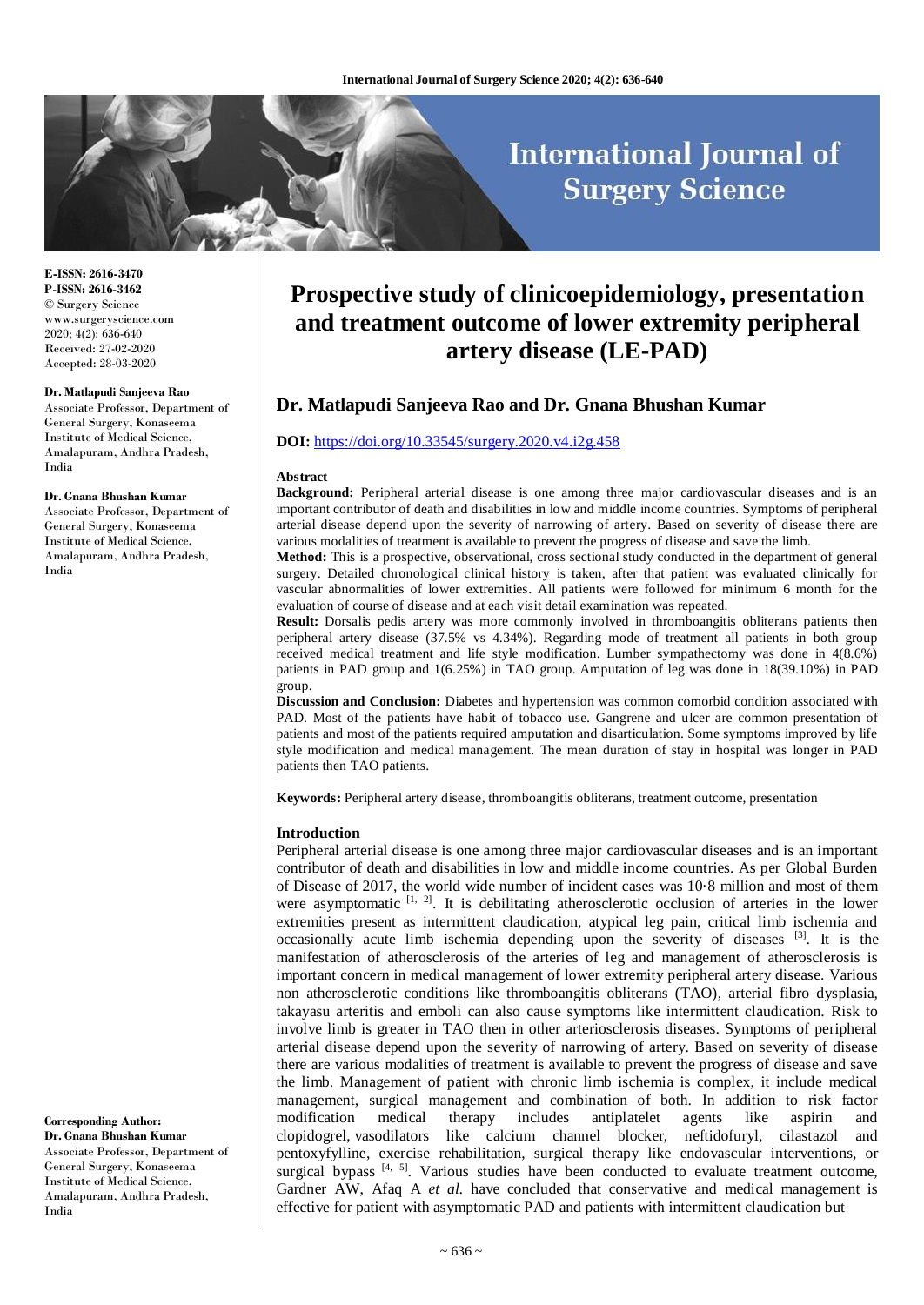E-ISSN: 2616-3470
P-ISSN: 2616-3462
© Surgery Science
www.surgeryscience.com
2020; 4(2): 636-640
Received: 27-02-2020
Accepted: 28-03-2020

**Dr. Matlapudi Sanjeeva Rao**
Associate Professor, Department of General Surgery, Konaseema Institute of Medical Science, Amalapuram, Andhra Pradesh, India

**Dr. Gnana Bhushan Kumar**
Associate Professor, Department of General Surgery, Konaseema Institute of Medical Science, Amalapuram, Andhra Pradesh, India

**Corresponding Author:**
**Dr. Gnana Bhushan Kumar**
Associate Professor, Department of General Surgery, Konaseema Institute of Medical Science, Amalapuram, Andhra Pradesh, India

# Prospective study of clinicoepidemiology, presentation and treatment outcome of lower extremity peripheral artery disease (LE-PAD)

## Dr. Matlapudi Sanjeeva Rao and Dr. Gnana Bhushan Kumar

**DOI:** https://doi.org/10.33545/surgery.2020.v4.i2g.458

### Abstract

**Background:** Peripheral arterial disease is one among three major cardiovascular diseases and is an important contributor of death and disabilities in low and middle income countries. Symptoms of peripheral arterial disease depend upon the severity of narrowing of artery. Based on severity of disease there are various modalities of treatment is available to prevent the progress of disease and save the limb.

**Method:** This is a prospective, observational, cross sectional study conducted in the department of general surgery. Detailed chronological clinical history is taken, after that patient was evaluated clinically for vascular abnormalities of lower extremities. All patients were followed for minimum 6 month for the evaluation of course of disease and at each visit detail examination was repeated.

**Result:** Dorsalis pedis artery was more commonly involved in thromboangitis obliterans patients then peripheral artery disease (37.5% vs 4.34%). Regarding mode of treatment all patients in both group received medical treatment and life style modification. Lumber sympathectomy was done in 4(8.6%) patients in PAD group and 1(6.25%) in TAO group. Amputation of leg was done in 18(39.10%) in PAD group.

**Discussion and Conclusion:** Diabetes and hypertension was common comorbid condition associated with PAD. Most of the patients have habit of tobacco use. Gangrene and ulcer are common presentation of patients and most of the patients required amputation and disarticulation. Some symptoms improved by life style modification and medical management. The mean duration of stay in hospital was longer in PAD patients then TAO patients.

**Keywords:** Peripheral artery disease, thromboangitis obliterans, treatment outcome, presentation

### Introduction

Peripheral arterial disease is one among three major cardiovascular diseases and is an important contributor of death and disabilities in low and middle income countries. As per Global Burden of Disease of 2017, the world wide number of incident cases was 10·8 million and most of them were asymptomatic [1, 2]. It is debilitating atherosclerotic occlusion of arteries in the lower extremities present as intermittent claudication, atypical leg pain, critical limb ischemia and occasionally acute limb ischemia depending upon the severity of diseases [3]. It is the manifestation of atherosclerosis of the arteries of leg and management of atherosclerosis is important concern in medical management of lower extremity peripheral artery disease. Various non atherosclerotic conditions like thromboangitis obliterans (TAO), arterial fibro dysplasia, takayasu arteritis and emboli can also cause symptoms like intermittent claudication. Risk to involve limb is greater in TAO then in other arteriosclerosis diseases. Symptoms of peripheral arterial disease depend upon the severity of narrowing of artery. Based on severity of disease there are various modalities of treatment is available to prevent the progress of disease and save the limb. Management of patient with chronic limb ischemia is complex, it include medical management, surgical management and combination of both. In addition to risk factor modification medical therapy includes antiplatelet agents like aspirin and clopidogrel, vasodilators like calcium channel blocker, neftidofuryl, cilastazol and pentoxyfylline, exercise rehabilitation, surgical therapy like endovascular interventions, or surgical bypass [4, 5]. Various studies have been conducted to evaluate treatment outcome, Gardner AW, Afaq A *et al.* have concluded that conservative and medical management is effective for patient with asymptomatic PAD and patients with intermittent claudication but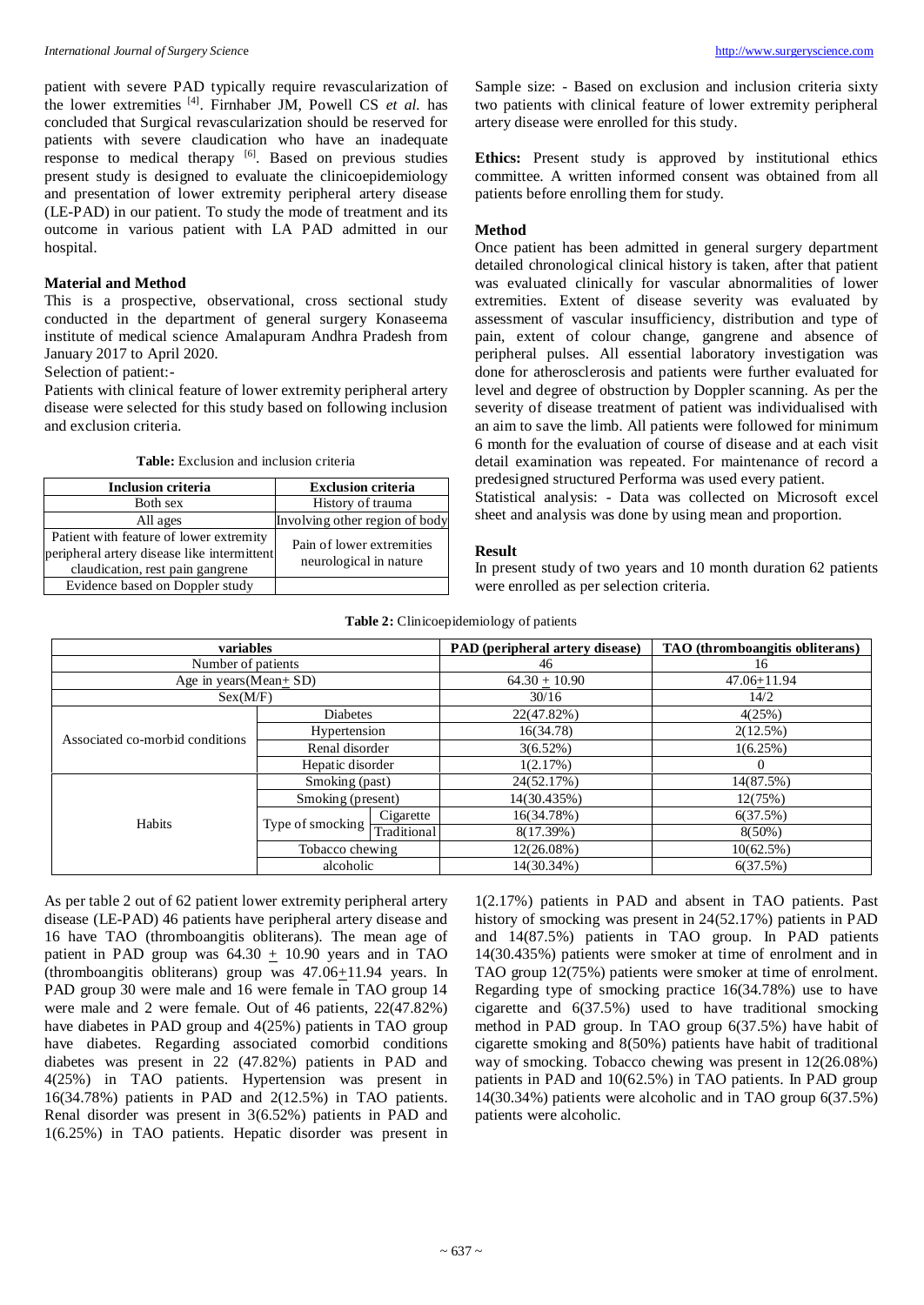patient with severe PAD typically require revascularization of the lower extremities [4]. Firnhaber JM, Powell CS *et al.* has concluded that Surgical revascularization should be reserved for patients with severe claudication who have an inadequate response to medical therapy [6]. Based on previous studies present study is designed to evaluate the clinicoepidemiology and presentation of lower extremity peripheral artery disease (LE-PAD) in our patient. To study the mode of treatment and its outcome in various patient with LA PAD admitted in our hospital.

### Material and Method

This is a prospective, observational, cross sectional study conducted in the department of general surgery Konaseema institute of medical science Amalapuram Andhra Pradesh from January 2017 to April 2020.

Selection of patient:-

Patients with clinical feature of lower extremity peripheral artery disease were selected for this study based on following inclusion and exclusion criteria.

**Table:** Exclusion and inclusion criteria

| Inclusion criteria | Exclusion criteria |
|---|---|
| Both sex | History of trauma |
| All ages | Involving other region of body |
| Patient with feature of lower extremity peripheral artery disease like intermittent claudication, rest pain gangrene | Pain of lower extremities neurological in nature |
| Evidence based on Doppler study | |

Sample size: - Based on exclusion and inclusion criteria sixty two patients with clinical feature of lower extremity peripheral artery disease were enrolled for this study.

**Ethics:** Present study is approved by institutional ethics committee. A written informed consent was obtained from all patients before enrolling them for study.

### Method

Once patient has been admitted in general surgery department detailed chronological clinical history is taken, after that patient was evaluated clinically for vascular abnormalities of lower extremities. Extent of disease severity was evaluated by assessment of vascular insufficiency, distribution and type of pain, extent of colour change, gangrene and absence of peripheral pulses. All essential laboratory investigation was done for atherosclerosis and patients were further evaluated for level and degree of obstruction by Doppler scanning. As per the severity of disease treatment of patient was individualised with an aim to save the limb. All patients were followed for minimum 6 month for the evaluation of course of disease and at each visit detail examination was repeated. For maintenance of record a predesigned structured Performa was used every patient.

Statistical analysis: - Data was collected on Microsoft excel sheet and analysis was done by using mean and proportion.

### Result

In present study of two years and 10 month duration 62 patients were enrolled as per selection criteria.

**Table 2:** Clinicoepidemiology of patients

| variables | | | PAD (peripheral artery disease) | TAO (thromboangitis obliterans) |
|---|---|---|---|---|
| Number of patients | | | 46 | 16 |
| Age in years(Mean± SD) | | | 64.30 ± 10.90 | 47.06±11.94 |
| Sex(M/F) | | | 30/16 | 14/2 |
| Associated co-morbid conditions | Diabetes | | 22(47.82%) | 4(25%) |
| | Hypertension | | 16(34.78) | 2(12.5%) |
| | Renal disorder | | 3(6.52%) | 1(6.25%) |
| | Hepatic disorder | | 1(2.17%) | 0 |
| Habits | Smoking (past) | | 24(52.17%) | 14(87.5%) |
| | Smoking (present) | | 14(30.435%) | 12(75%) |
| | Type of smocking | Cigarette | 16(34.78%) | 6(37.5%) |
| | | Traditional | 8(17.39%) | 8(50%) |
| | Tobacco chewing | | 12(26.08%) | 10(62.5%) |
| | alcoholic | | 14(30.34%) | 6(37.5%) |

As per table 2 out of 62 patient lower extremity peripheral artery disease (LE-PAD) 46 patients have peripheral artery disease and 16 have TAO (thromboangitis obliterans). The mean age of patient in PAD group was 64.30 ± 10.90 years and in TAO (thromboangitis obliterans) group was 47.06±11.94 years. In PAD group 30 were male and 16 were female in TAO group 14 were male and 2 were female. Out of 46 patients, 22(47.82%) have diabetes in PAD group and 4(25%) patients in TAO group have diabetes. Regarding associated comorbid conditions diabetes was present in 22 (47.82%) patients in PAD and 4(25%) in TAO patients. Hypertension was present in 16(34.78%) patients in PAD and 2(12.5%) in TAO patients. Renal disorder was present in 3(6.52%) patients in PAD and 1(6.25%) in TAO patients. Hepatic disorder was present in 1(2.17%) patients in PAD and absent in TAO patients. Past history of smoking was present in 24(52.17%) patients in PAD and 14(87.5%) patients in TAO group. In PAD patients 14(30.435%) patients were smoker at time of enrolment and in TAO group 12(75%) patients were smoker at time of enrolment. Regarding type of smocking practice 16(34.78%) use to have cigarette and 6(37.5%) used to have traditional smocking method in PAD group. In TAO group 6(37.5%) have habit of cigarette smoking and 8(50%) patients have habit of traditional way of smoking. Tobacco chewing was present in 12(26.08%) patients in PAD and 10(62.5%) in TAO patients. In PAD group 14(30.34%) patients were alcoholic and in TAO group 6(37.5%) patients were alcoholic.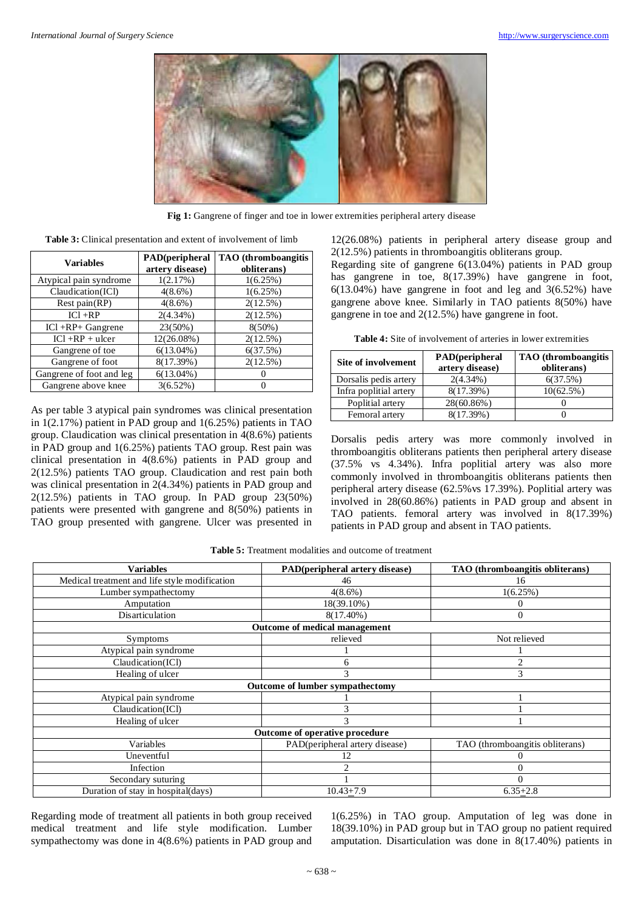**Fig 1:** Gangrene of finger and toe in lower extremities peripheral artery disease

**Table 3:** Clinical presentation and extent of involvement of limb

| Variables | PAD(peripheral artery disease) | TAO (thromboangitis obliterans) |
|---|---|---|
| Atypical pain syndrome | 1(2.17%) | 1(6.25%) |
| Claudication(ICl) | 4(8.6%) | 1(6.25%) |
| Rest pain(RP) | 4(8.6%) | 2(12.5%) |
| ICl +RP | 2(4.34%) | 2(12.5%) |
| ICl +RP+ Gangrene | 23(50%) | 8(50%) |
| ICl +RP + ulcer | 12(26.08%) | 2(12.5%) |
| Gangrene of toe | 6(13.04%) | 6(37.5%) |
| Gangrene of foot | 8(17.39%) | 2(12.5%) |
| Gangrene of foot and leg | 6(13.04%) | 0 |
| Gangrene above knee | 3(6.52%) | 0 |

As per table 3 atypical pain syndromes was clinical presentation in 1(2.17%) patient in PAD group and 1(6.25%) patients in TAO group. Claudication was clinical presentation in 4(8.6%) patients in PAD group and 1(6.25%) patients TAO group. Rest pain was clinical presentation in 4(8.6%) patients in PAD group and 2(12.5%) patients TAO group. Claudication and rest pain both was clinical presentation in 2(4.34%) patients in PAD group and 2(12.5%) patients in TAO group. In PAD group 23(50%) patients were presented with gangrene and 8(50%) patients in TAO group presented with gangrene. Ulcer was presented in 12(26.08%) patients in peripheral artery disease group and 2(12.5%) patients in thromboangitis obliterans group.

Regarding site of gangrene 6(13.04%) patients in PAD group has gangrene in toe, 8(17.39%) have gangrene in foot, 6(13.04%) have gangrene in foot and leg and 3(6.52%) have gangrene above knee. Similarly in TAO patients 8(50%) have gangrene in toe and 2(12.5%) have gangrene in foot.

**Table 4:** Site of involvement of arteries in lower extremities

| Site of involvement | PAD(peripheral artery disease) | TAO (thromboangitis obliterans) |
|---|---|---|
| Dorsalis pedis artery | 2(4.34%) | 6(37.5%) |
| Infra poplitial artery | 8(17.39%) | 10(62.5%) |
| Poplitial artery | 28(60.86%) | 0 |
| Femoral artery | 8(17.39%) | 0 |

Dorsalis pedis artery was more commonly involved in thromboangitis obliterans patients then peripheral artery disease (37.5% vs 4.34%). Infra poplitial artery was also more commonly involved in thromboangitis obliterans patients then peripheral artery disease (62.5%vs 17.39%). Poplitial artery was involved in 28(60.86%) patients in PAD group and absent in TAO patients. femoral artery was involved in 8(17.39%) patients in PAD group and absent in TAO patients.

**Table 5:** Treatment modalities and outcome of treatment

| Variables | PAD(peripheral artery disease) | TAO (thromboangitis obliterans) |
|---|---|---|
| Medical treatment and life style modification | 46 | 16 |
| Lumber sympathectomy | 4(8.6%) | 1(6.25%) |
| Amputation | 18(39.10%) | 0 |
| Disarticulation | 8(17.40%) | 0 |
| **Outcome of medical management** | | |
| Symptoms | relieved | Not relieved |
| Atypical pain syndrome | 1 | 1 |
| Claudication(ICl) | 6 | 2 |
| Healing of ulcer | 3 | 3 |
| **Outcome of lumber sympathectomy** | | |
| Atypical pain syndrome | 1 | 1 |
| Claudication(ICl) | 3 | 1 |
| Healing of ulcer | 3 | 1 |
| **Outcome of operative procedure** | | |
| Variables | PAD(peripheral artery disease) | TAO (thromboangitis obliterans) |
| Uneventful | 12 | 0 |
| Infection | 2 | 0 |
| Secondary suturing | 1 | 0 |
| Duration of stay in hospital(days) | 10.43+7.9 | 6.35+2.8 |

Regarding mode of treatment all patients in both group received medical treatment and life style modification. Lumber sympathectomy was done in 4(8.6%) patients in PAD group and 1(6.25%) in TAO group. Amputation of leg was done in 18(39.10%) in PAD group but in TAO group no patient required amputation. Disarticulation was done in 8(17.40%) patients in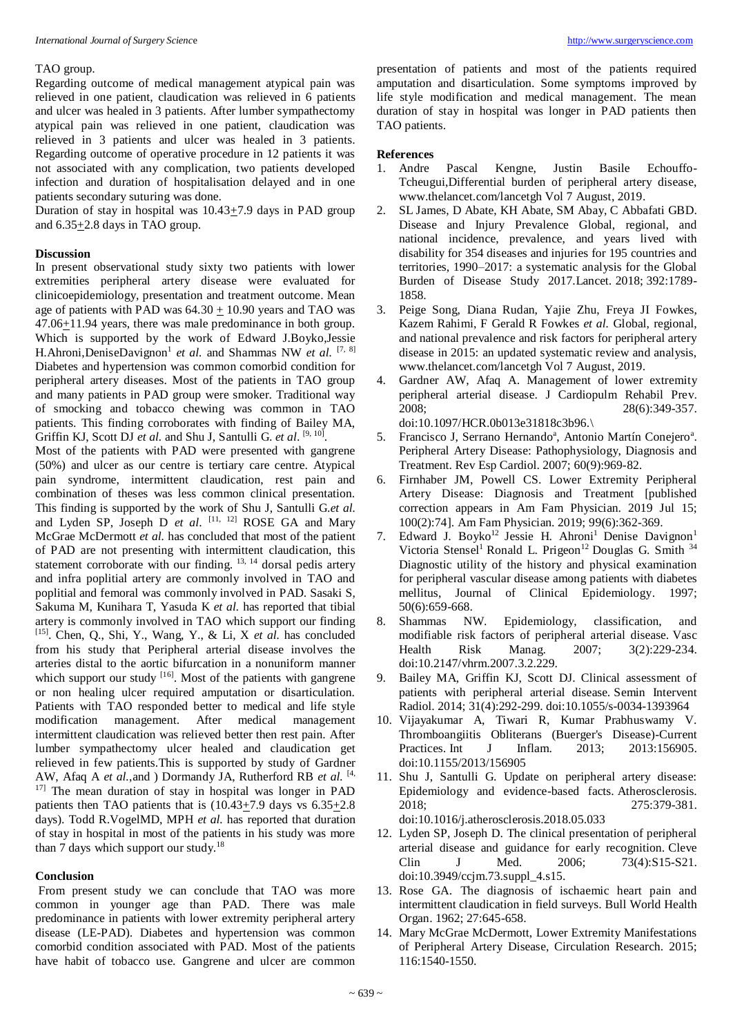TAO group.

Regarding outcome of medical management atypical pain was relieved in one patient, claudication was relieved in 6 patients and ulcer was healed in 3 patients. After lumber sympathectomy atypical pain was relieved in one patient, claudication was relieved in 3 patients and ulcer was healed in 3 patients. Regarding outcome of operative procedure in 12 patients it was not associated with any complication, two patients developed infection and duration of hospitalisation delayed and in one patients secondary suturing was done.

Duration of stay in hospital was 10.43$\pm$7.9 days in PAD group and 6.35$\pm$2.8 days in TAO group.

## Discussion

In present observational study sixty two patients with lower extremities peripheral artery disease were evaluated for clinicoepidemiology, presentation and treatment outcome. Mean age of patients with PAD was 64.30 $\pm$ 10.90 years and TAO was 47.06$\pm$11.94 years, there was male predominance in both group. Which is supported by the work of Edward J.Boyko,Jessie H.Ahroni,DeniseDavignon[1] *et al.* and Shammas NW *et al.* [7, 8] Diabetes and hypertension was common comorbid condition for peripheral artery diseases. Most of the patients in TAO group and many patients in PAD group were smoker. Traditional way of smocking and tobacco chewing was common in TAO patients. This finding corroborates with finding of Bailey MA, Griffin KJ, Scott DJ *et al.* and Shu J, Santulli G. *et al*. [9, 10].

Most of the patients with PAD were presented with gangrene (50%) and ulcer as our centre is tertiary care centre. Atypical pain syndrome, intermittent claudication, rest pain and combination of theses was less common clinical presentation. This finding is supported by the work of Shu J, Santulli G.*et al.* and Lyden SP, Joseph D *et al*. [11, 12] ROSE GA and Mary McGrae McDermott *et al.* has concluded that most of the patient of PAD are not presenting with intermittent claudication, this statement corroborate with our finding. [13, 14] dorsal pedis artery and infra poplitial artery are commonly involved in TAO and poplitial and femoral was commonly involved in PAD. Sasaki S, Sakuma M, Kunihara T, Yasuda K *et al.* has reported that tibial artery is commonly involved in TAO which support our finding [15]. Chen, Q., Shi, Y., Wang, Y., & Li, X *et al.* has concluded from his study that Peripheral arterial disease involves the arteries distal to the aortic bifurcation in a nonuniform manner which support our study [16]. Most of the patients with gangrene or non healing ulcer required amputation or disarticulation. Patients with TAO responded better to medical and life style modification management. After medical management intermittent claudication was relieved better then rest pain. After lumber sympathectomy ulcer healed and claudication get relieved in few patients.This is supported by study of Gardner AW, Afaq A *et al.*,and ) Dormandy JA, Rutherford RB *et al.* [4, 17] The mean duration of stay in hospital was longer in PAD patients then TAO patients that is (10.43$\pm$7.9 days vs 6.35$\pm$2.8 days). Todd R.VogelMD, MPH *et al.* has reported that duration of stay in hospital in most of the patients in his study was more than 7 days which support our study.[18]

## Conclusion

From present study we can conclude that TAO was more common in younger age than PAD. There was male predominance in patients with lower extremity peripheral artery disease (LE-PAD). Diabetes and hypertension was common comorbid condition associated with PAD. Most of the patients have habit of tobacco use. Gangrene and ulcer are common presentation of patients and most of the patients required amputation and disarticulation. Some symptoms improved by life style modification and medical management. The mean duration of stay in hospital was longer in PAD patients then TAO patients.

## References

1. Andre Pascal Kengne, Justin Basile Echouffo-Tcheugui,Differential burden of peripheral artery disease, www.thelancet.com/lancetgh Vol 7 August, 2019.
2. SL James, D Abate, KH Abate, SM Abay, C Abbafati GBD. Disease and Injury Prevalence Global, regional, and national incidence, prevalence, and years lived with disability for 354 diseases and injuries for 195 countries and territories, 1990–2017: a systematic analysis for the Global Burden of Disease Study 2017.Lancet. 2018; 392:1789-1858.
3. Peige Song, Diana Rudan, Yajie Zhu, Freya JI Fowkes, Kazem Rahimi, F Gerald R Fowkes *et al.* Global, regional, and national prevalence and risk factors for peripheral artery disease in 2015: an updated systematic review and analysis, www.thelancet.com/lancetgh Vol 7 August, 2019.
4. Gardner AW, Afaq A. Management of lower extremity peripheral arterial disease. J Cardiopulm Rehabil Prev. 2008; 28(6):349-357. doi:10.1097/HCR.0b013e31818c3b96.\
5. Francisco J, Serrano Hernando[a], Antonio Martín Conejero[a]. Peripheral Artery Disease: Pathophysiology, Diagnosis and Treatment. Rev Esp Cardiol. 2007; 60(9):969-82.
6. Firnhaber JM, Powell CS. Lower Extremity Peripheral Artery Disease: Diagnosis and Treatment [published correction appears in Am Fam Physician. 2019 Jul 15; 100(2):74]. Am Fam Physician. 2019; 99(6):362-369.
7. Edward J. Boyko[12] Jessie H. Ahroni[1] Denise Davignon[1] Victoria Stensel[1] Ronald L. Prigeon[12] Douglas G. Smith [34] Diagnostic utility of the history and physical examination for peripheral vascular disease among patients with diabetes mellitus, Journal of Clinical Epidemiology. 1997; 50(6):659-668.
8. Shammas NW. Epidemiology, classification, and modifiable risk factors of peripheral arterial disease. Vasc Health Risk Manag. 2007; 3(2):229-234. doi:10.2147/vhrm.2007.3.2.229.
9. Bailey MA, Griffin KJ, Scott DJ. Clinical assessment of patients with peripheral arterial disease. Semin Intervent Radiol. 2014; 31(4):292-299. doi:10.1055/s-0034-1393964
10. Vijayakumar A, Tiwari R, Kumar Prabhuswamy V. Thromboangiitis Obliterans (Buerger's Disease)-Current Practices. Int J Inflam. 2013; 2013:156905. doi:10.1155/2013/156905
11. Shu J, Santulli G. Update on peripheral artery disease: Epidemiology and evidence-based facts. Atherosclerosis. 2018; 275:379-381. doi:10.1016/j.atherosclerosis.2018.05.033
12. Lyden SP, Joseph D. The clinical presentation of peripheral arterial disease and guidance for early recognition. Cleve Clin J Med. 2006; 73(4):S15-S21. doi:10.3949/ccjm.73.suppl_4.s15.
13. Rose GA. The diagnosis of ischaemic heart pain and intermittent claudication in field surveys. Bull World Health Organ. 1962; 27:645-658.
14. Mary McGrae McDermott, Lower Extremity Manifestations of Peripheral Artery Disease, Circulation Research. 2015; 116:1540-1550.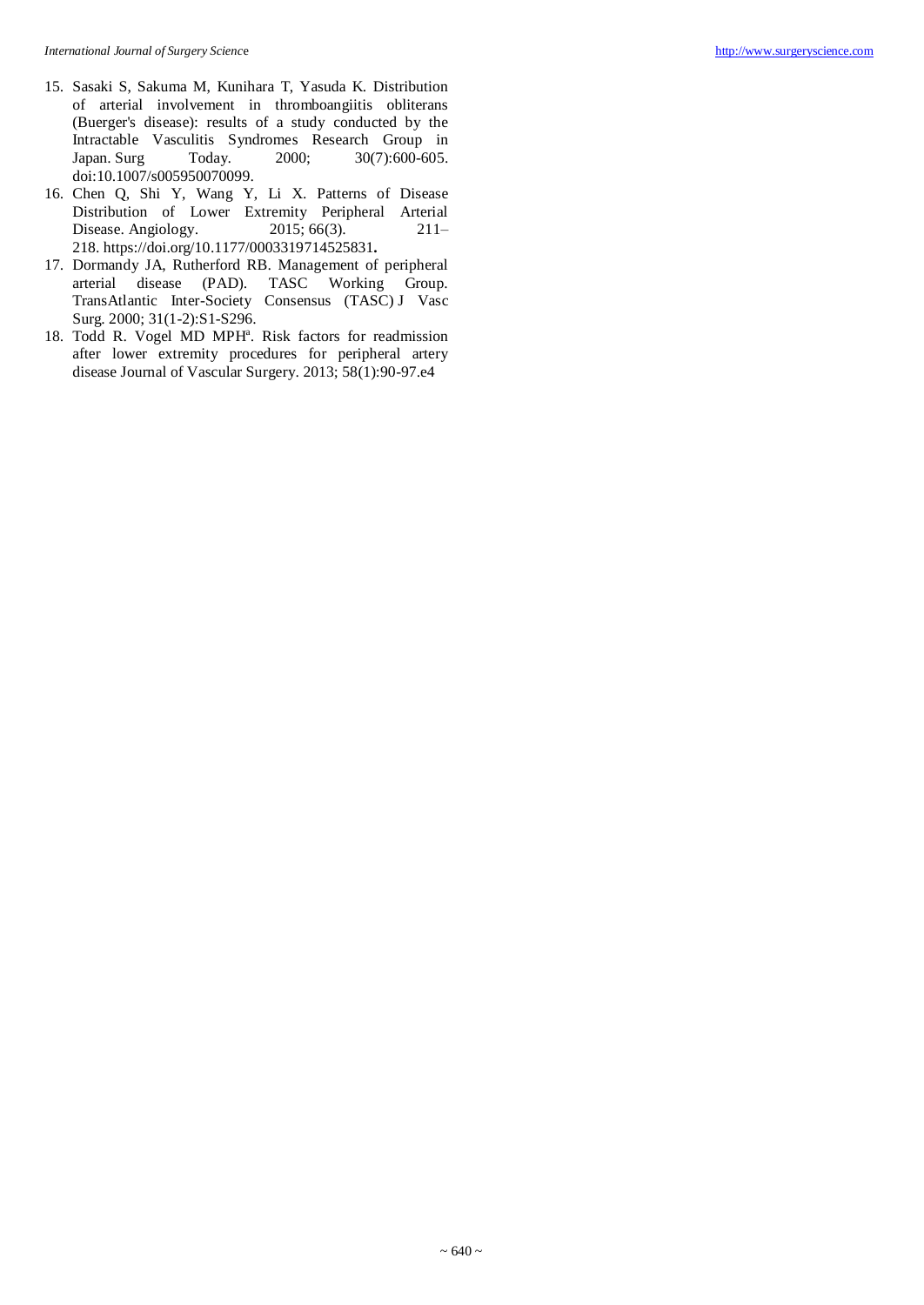15. Sasaki S, Sakuma M, Kunihara T, Yasuda K. Distribution of arterial involvement in thromboangiitis obliterans (Buerger's disease): results of a study conducted by the Intractable Vasculitis Syndromes Research Group in Japan. Surg Today. 2000; 30(7):600-605. doi:10.1007/s005950070099.
16. Chen Q, Shi Y, Wang Y, Li X. Patterns of Disease Distribution of Lower Extremity Peripheral Arterial Disease. Angiology. 2015; 66(3). 211–218. https://doi.org/10.1177/0003319714525831.
17. Dormandy JA, Rutherford RB. Management of peripheral arterial disease (PAD). TASC Working Group. TransAtlantic Inter-Society Consensus (TASC) J Vasc Surg. 2000; 31(1-2):S1-S296.
18. Todd R. Vogel MD MPH[a]. Risk factors for readmission after lower extremity procedures for peripheral artery disease Journal of Vascular Surgery. 2013; 58(1):90-97.e4